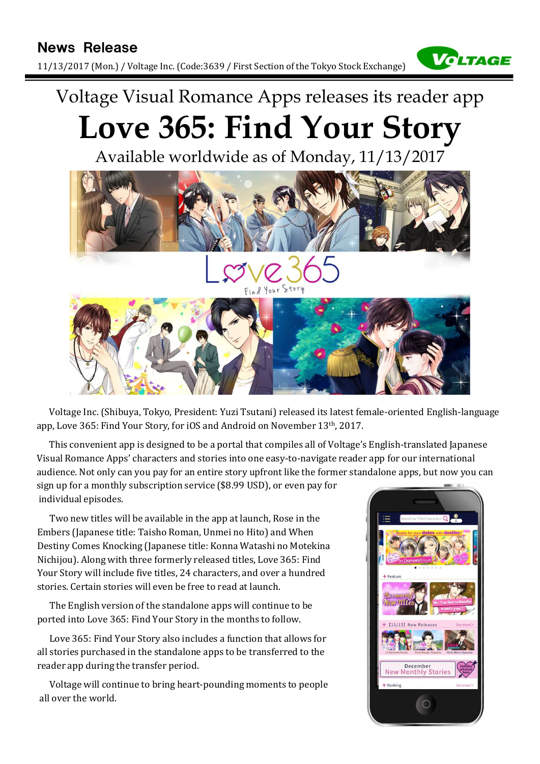## News Release

11/13/2017 (Mon.) / Voltage Inc. (Code:3639 / First Section of the Tokyo Stock Exchange)

Voltage Visual Romance Apps releases its reader app

# Love 365: Find Your Story

Available worldwide as of Monday, 11/13/2017

Voltage Inc. (Shibuya, Tokyo, President: Yuzi Tsutani) released its latest female-oriented English-language app, Love 365: Find Your Story, for iOS and Android on November 13th, 2017.

This convenient app is designed to be a portal that compiles all of Voltage's English-translated Japanese Visual Romance Apps' characters and stories into one easy-to-navigate reader app for our international audience. Not only can you pay for an entire story upfront like the former standalone apps, but now you can sign up for a monthly subscription service ($8.99 USD), or even pay for individual episodes.

Two new titles will be available in the app at launch, Rose in the Embers (Japanese title: Taisho Roman, Unmei no Hito) and When Destiny Comes Knocking (Japanese title: Konna Watashi no Motekina Nichijou). Along with three formerly released titles, Love 365: Find Your Story will include five titles, 24 characters, and over a hundred stories. Certain stories will even be free to read at launch.

The English version of the standalone apps will continue to be ported into Love 365: Find Your Story in the months to follow.

Love 365: Find Your Story also includes a function that allows for all stories purchased in the standalone apps to be transferred to the reader app during the transfer period.

Voltage will continue to bring heart-pounding moments to people all over the world.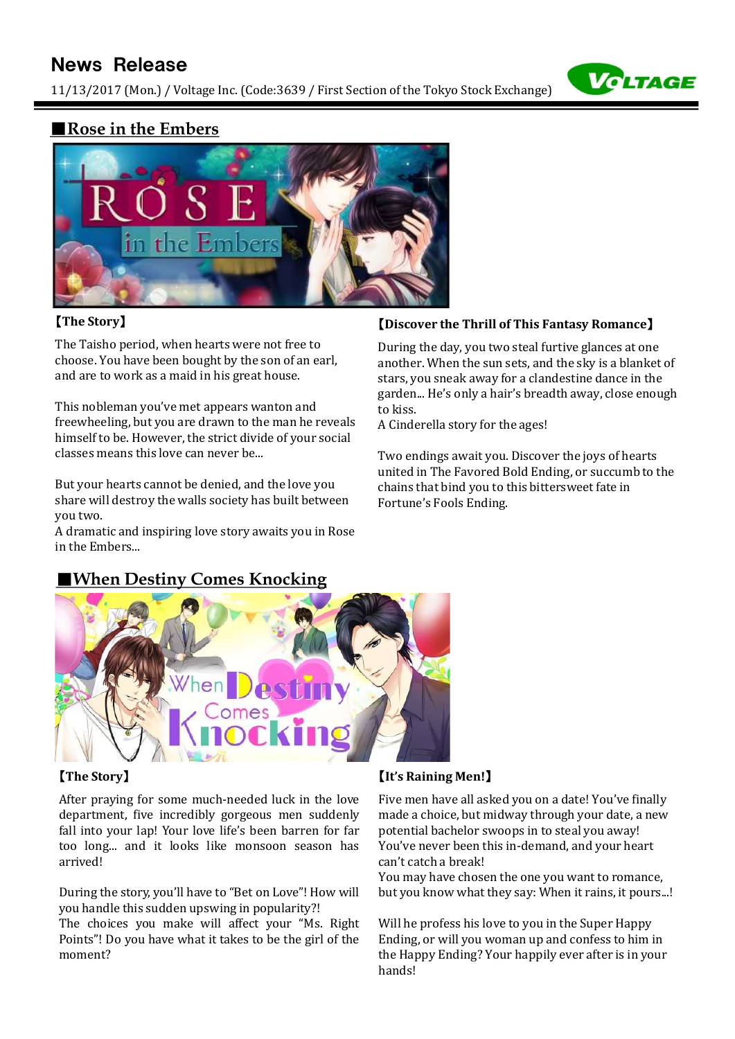# News Release

11/13/2017 (Mon.) / Voltage Inc. (Code:3639 / First Section of the Tokyo Stock Exchange)

## ■Rose in the Embers

**【The Story】**

The Taisho period, when hearts were not free to choose. You have been bought by the son of an earl, and are to work as a maid in his great house.

This nobleman you've met appears wanton and freewheeling, but you are drawn to the man he reveals himself to be. However, the strict divide of your social classes means this love can never be...

But your hearts cannot be denied, and the love you share will destroy the walls society has built between you two.
A dramatic and inspiring love story awaits you in Rose in the Embers...

**【Discover the Thrill of This Fantasy Romance】**

During the day, you two steal furtive glances at one another. When the sun sets, and the sky is a blanket of stars, you sneak away for a clandestine dance in the garden... He's only a hair's breadth away, close enough to kiss.
A Cinderella story for the ages!

Two endings await you. Discover the joys of hearts united in The Favored Bold Ending, or succumb to the chains that bind you to this bittersweet fate in Fortune's Fools Ending.

## ■When Destiny Comes Knocking

**【The Story】**

After praying for some much-needed luck in the love department, five incredibly gorgeous men suddenly fall into your lap! Your love life's been barren for far too long... and it looks like monsoon season has arrived!

During the story, you'll have to "Bet on Love"! How will you handle this sudden upswing in popularity?!
The choices you make will affect your "Ms. Right Points"! Do you have what it takes to be the girl of the moment?

**【It's Raining Men!】**

Five men have all asked you on a date! You've finally made a choice, but midway through your date, a new potential bachelor swoops in to steal you away!
You've never been this in-demand, and your heart can't catch a break!
You may have chosen the one you want to romance, but you know what they say: When it rains, it pours...!

Will he profess his love to you in the Super Happy Ending, or will you woman up and confess to him in the Happy Ending? Your happily ever after is in your hands!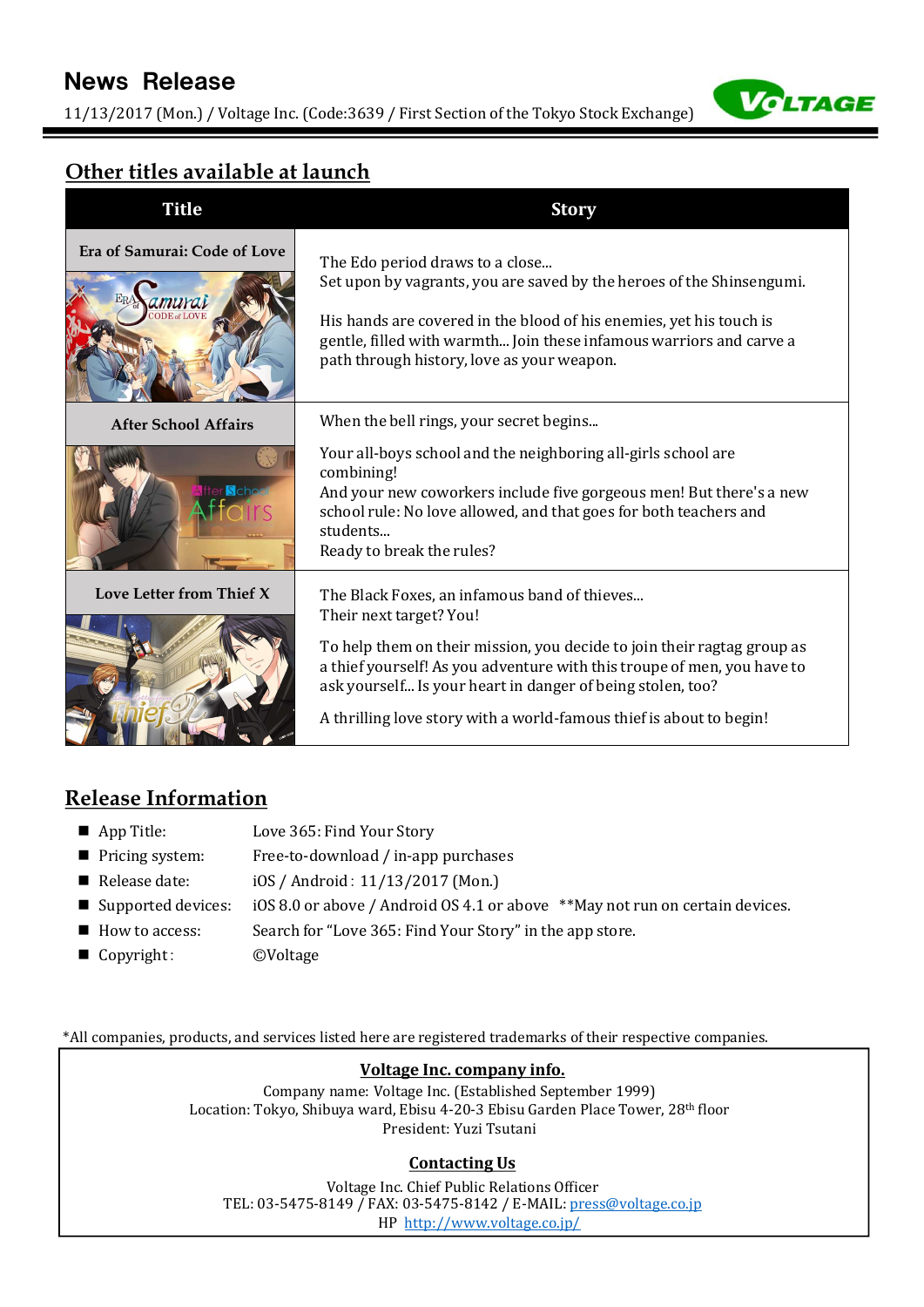## Other titles available at launch

| Title | Story |
|---|---|
| Era of Samurai: Code of Love | The Edo period draws to a close... Set upon by vagrants, you are saved by the heroes of the Shinsengumi. His hands are covered in the blood of his enemies, yet his touch is gentle, filled with warmth... Join these infamous warriors and carve a path through history, love as your weapon. |
| After School Affairs | When the bell rings, your secret begins... Your all-boys school and the neighboring all-girls school are combining! And your new coworkers include five gorgeous men! But there's a new school rule: No love allowed, and that goes for both teachers and students... Ready to break the rules? |
| Love Letter from Thief X | The Black Foxes, an infamous band of thieves... Their next target? You! To help them on their mission, you decide to join their ragtag group as a thief yourself! As you adventure with this troupe of men, you have to ask yourself... Is your heart in danger of being stolen, too? A thrilling love story with a world-famous thief is about to begin! |

## Release Information

- App Title: Love 365: Find Your Story
- Pricing system: Free-to-download / in-app purchases
- Release date: iOS / Android : 11/13/2017 (Mon.)
- Supported devices: iOS 8.0 or above / Android OS 4.1 or above **May not run on certain devices.
- How to access: Search for “Love 365: Find Your Story” in the app store.
- Copyright : ©Voltage

*All companies, products, and services listed here are registered trademarks of their respective companies.

**Voltage Inc. company info.**

Company name: Voltage Inc. (Established September 1999)
Location: Tokyo, Shibuya ward, Ebisu 4-20-3 Ebisu Garden Place Tower, 28th floor
President: Yuzi Tsutani

**Contacting Us**

Voltage Inc. Chief Public Relations Officer
TEL: 03-5475-8149 / FAX: 03-5475-8142 / E-MAIL: press@voltage.co.jp
HP http://www.voltage.co.jp/